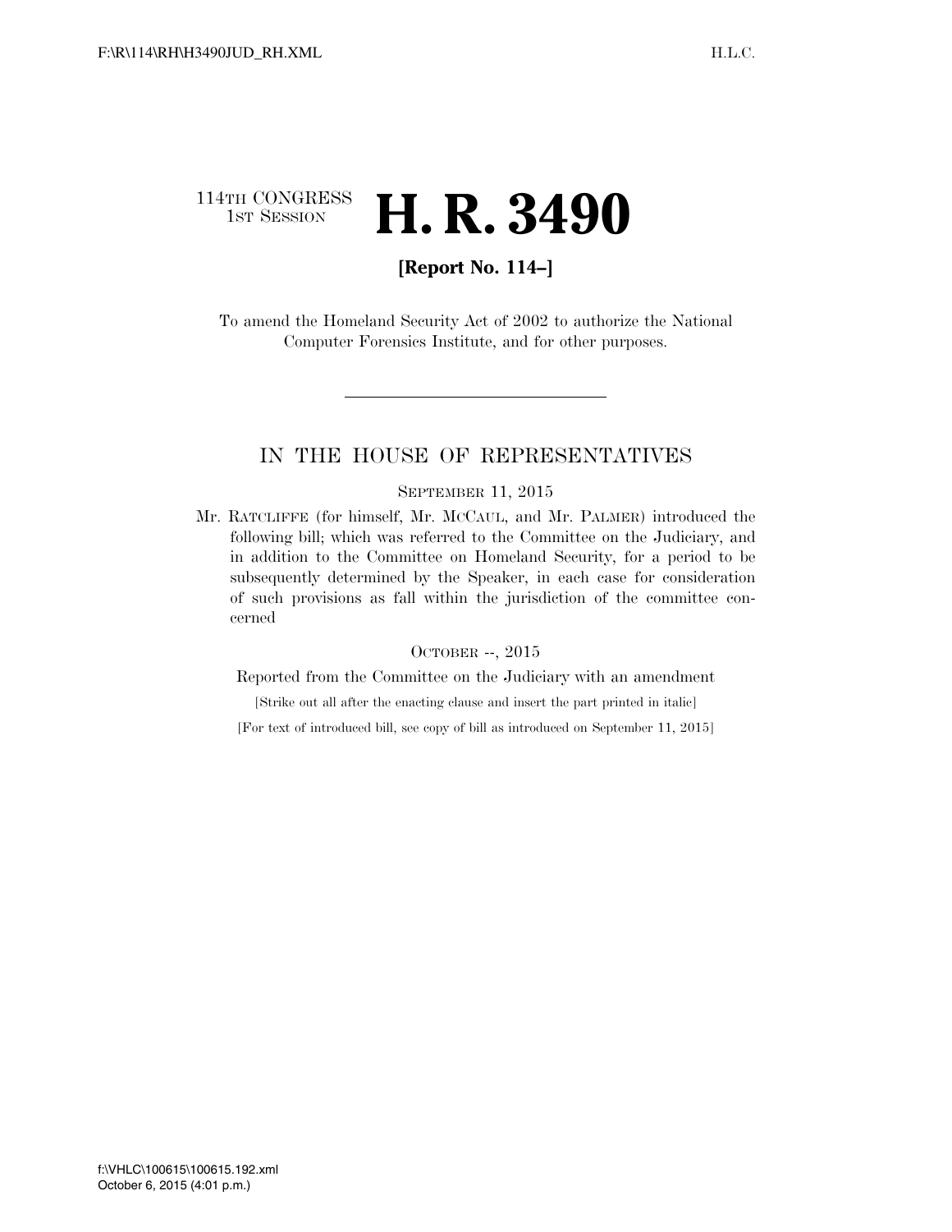114TH CONGRESS
1ST SESSION

# H. R. 3490

**[Report No. 114–]**

To amend the Homeland Security Act of 2002 to authorize the National Computer Forensics Institute, and for other purposes.

---

## IN THE HOUSE OF REPRESENTATIVES

SEPTEMBER 11, 2015

Mr. RATCLIFFE (for himself, Mr. MCCAUL, and Mr. PALMER) introduced the following bill; which was referred to the Committee on the Judiciary, and in addition to the Committee on Homeland Security, for a period to be subsequently determined by the Speaker, in each case for consideration of such provisions as fall within the jurisdiction of the committee concerned

OCTOBER --, 2015

Reported from the Committee on the Judiciary with an amendment

[Strike out all after the enacting clause and insert the part printed in italic]

[For text of introduced bill, see copy of bill as introduced on September 11, 2015]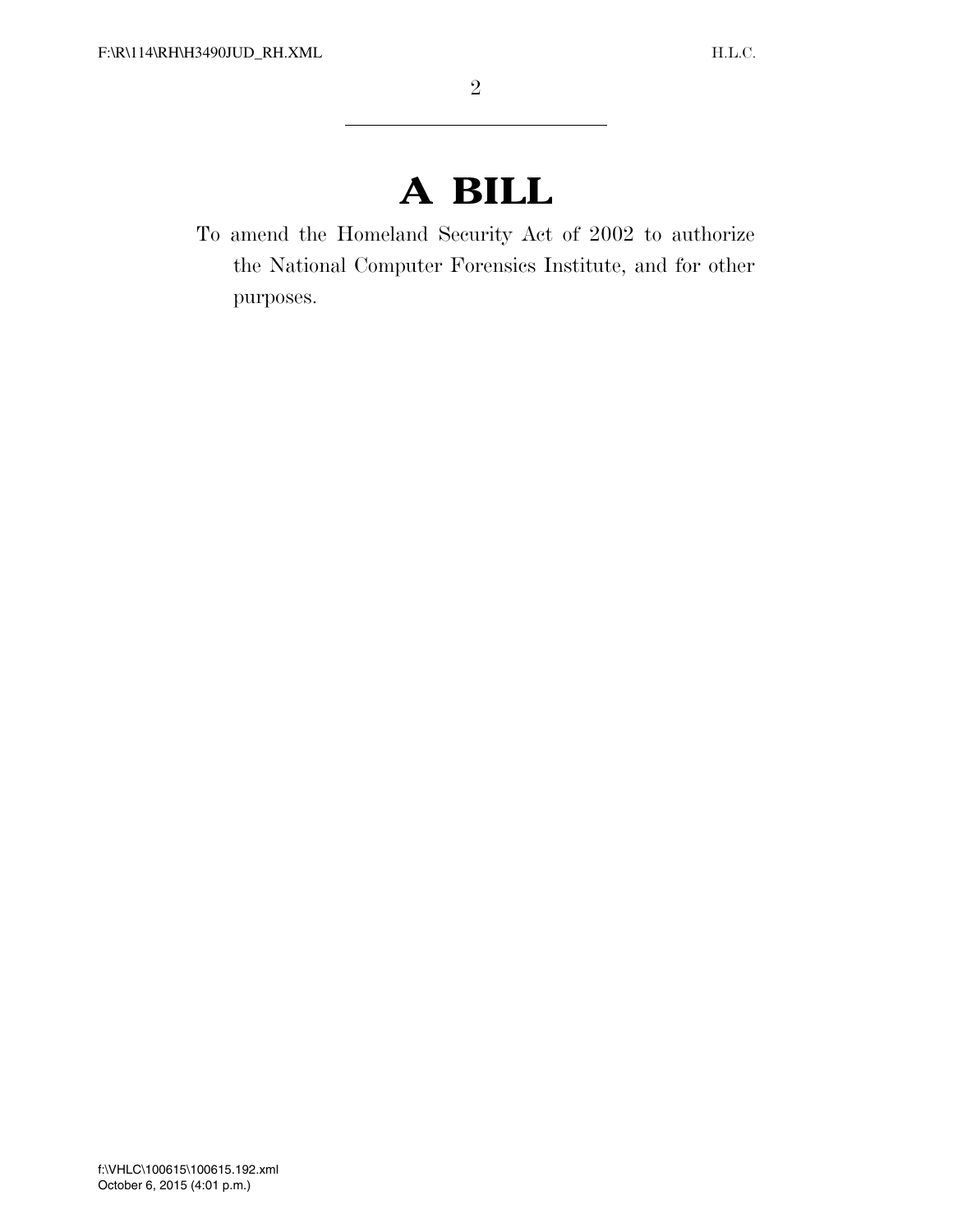# A BILL

To amend the Homeland Security Act of 2002 to authorize the National Computer Forensics Institute, and for other purposes.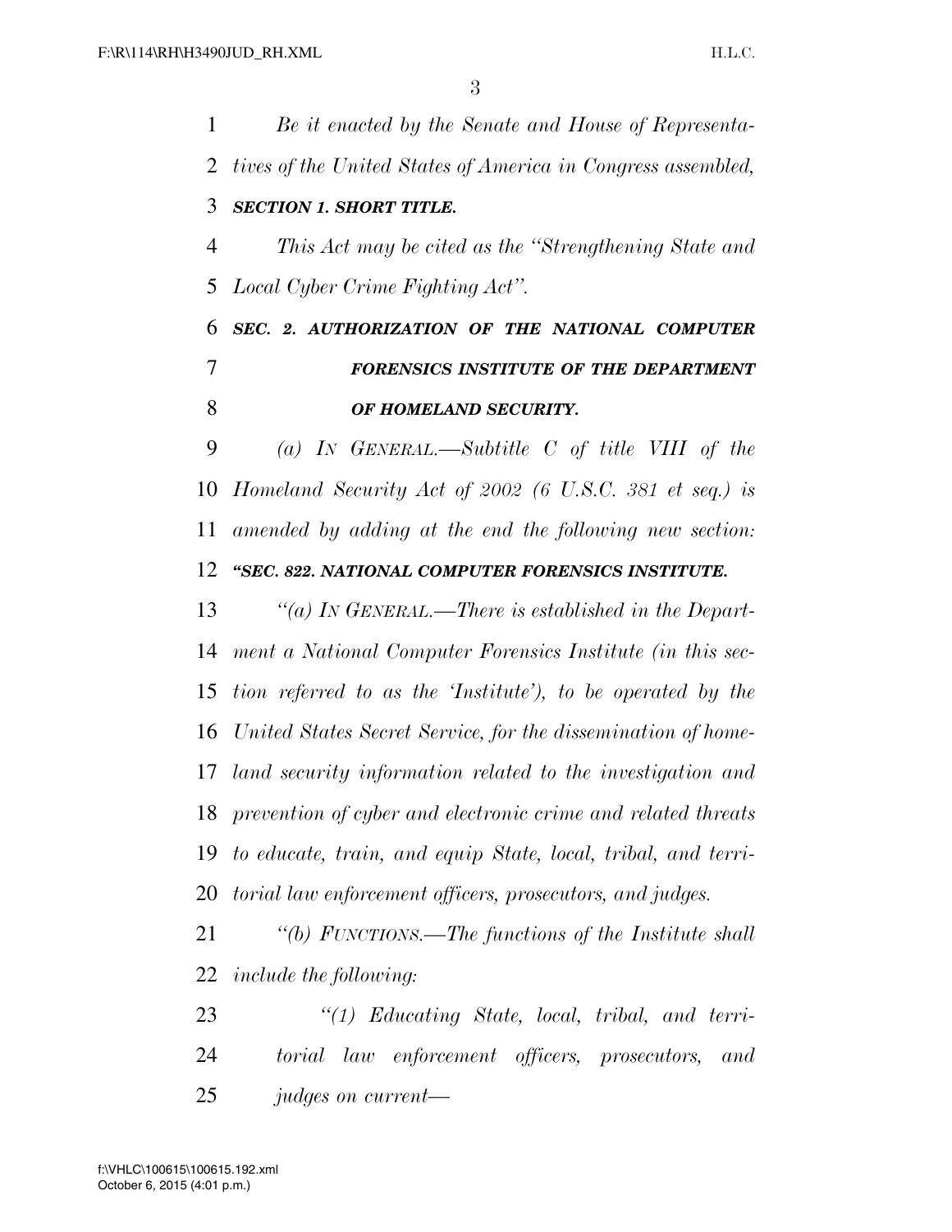*Be it enacted by the Senate and House of Representatives of the United States of America in Congress assembled,*

***SECTION 1. SHORT TITLE.***

*This Act may be cited as the "Strengthening State and Local Cyber Crime Fighting Act".*

***SEC. 2. AUTHORIZATION OF THE NATIONAL COMPUTER FORENSICS INSTITUTE OF THE DEPARTMENT OF HOMELAND SECURITY.***

*(a) IN GENERAL.—Subtitle C of title VIII of the Homeland Security Act of 2002 (6 U.S.C. 381 et seq.) is amended by adding at the end the following new section:*

***"SEC. 822. NATIONAL COMPUTER FORENSICS INSTITUTE.***

*"(a) IN GENERAL.—There is established in the Department a National Computer Forensics Institute (in this section referred to as the 'Institute'), to be operated by the United States Secret Service, for the dissemination of homeland security information related to the investigation and prevention of cyber and electronic crime and related threats to educate, train, and equip State, local, tribal, and territorial law enforcement officers, prosecutors, and judges.*

*"(b) FUNCTIONS.—The functions of the Institute shall include the following:*

*"(1) Educating State, local, tribal, and territorial law enforcement officers, prosecutors, and judges on current—*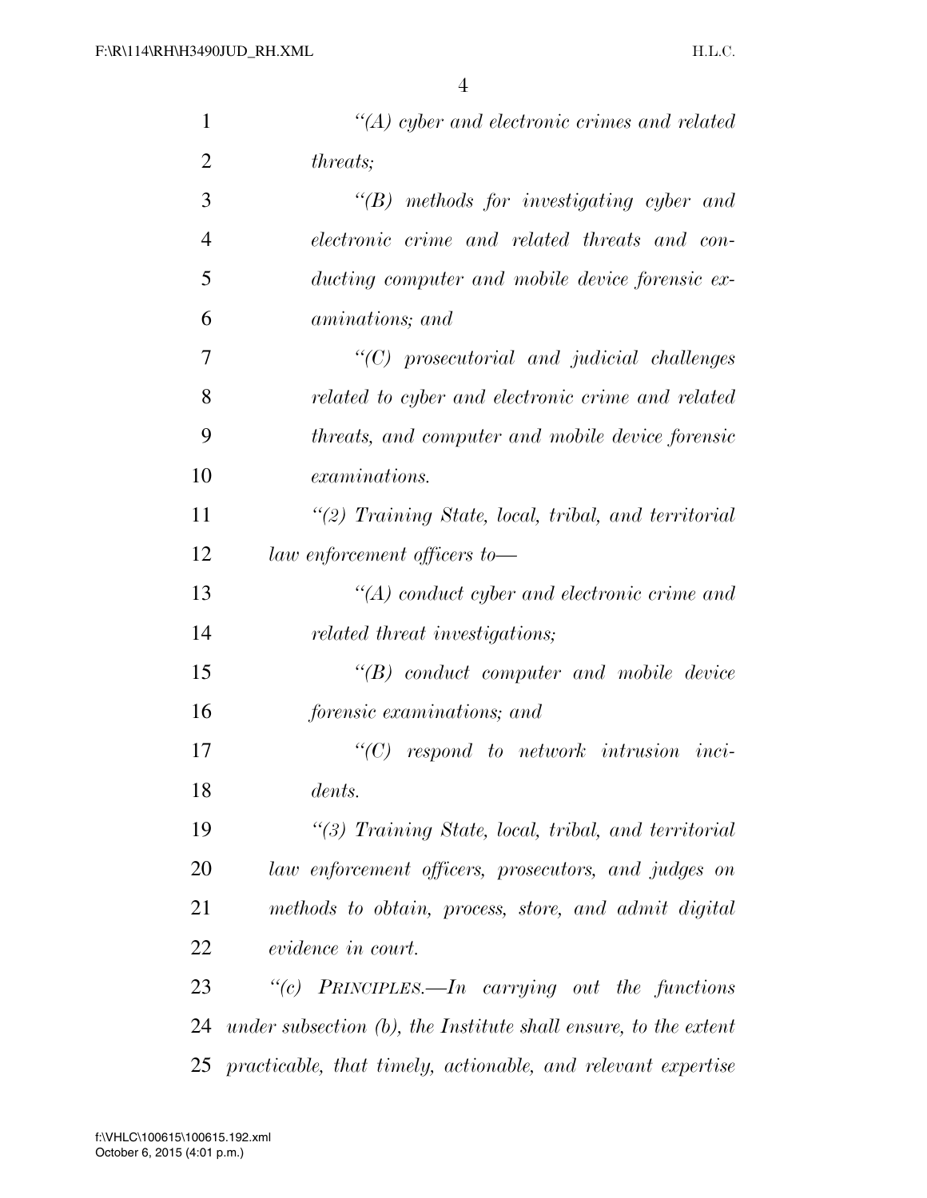*"(A) cyber and electronic crimes and related threats;*

*"(B) methods for investigating cyber and electronic crime and related threats and conducting computer and mobile device forensic examinations; and*

*"(C) prosecutorial and judicial challenges related to cyber and electronic crime and related threats, and computer and mobile device forensic examinations.*

*"(2) Training State, local, tribal, and territorial law enforcement officers to—*

*"(A) conduct cyber and electronic crime and related threat investigations;*

*"(B) conduct computer and mobile device forensic examinations; and*

*"(C) respond to network intrusion incidents.*

*"(3) Training State, local, tribal, and territorial law enforcement officers, prosecutors, and judges on methods to obtain, process, store, and admit digital evidence in court.*

*"(c) PRINCIPLES.—In carrying out the functions under subsection (b), the Institute shall ensure, to the extent practicable, that timely, actionable, and relevant expertise*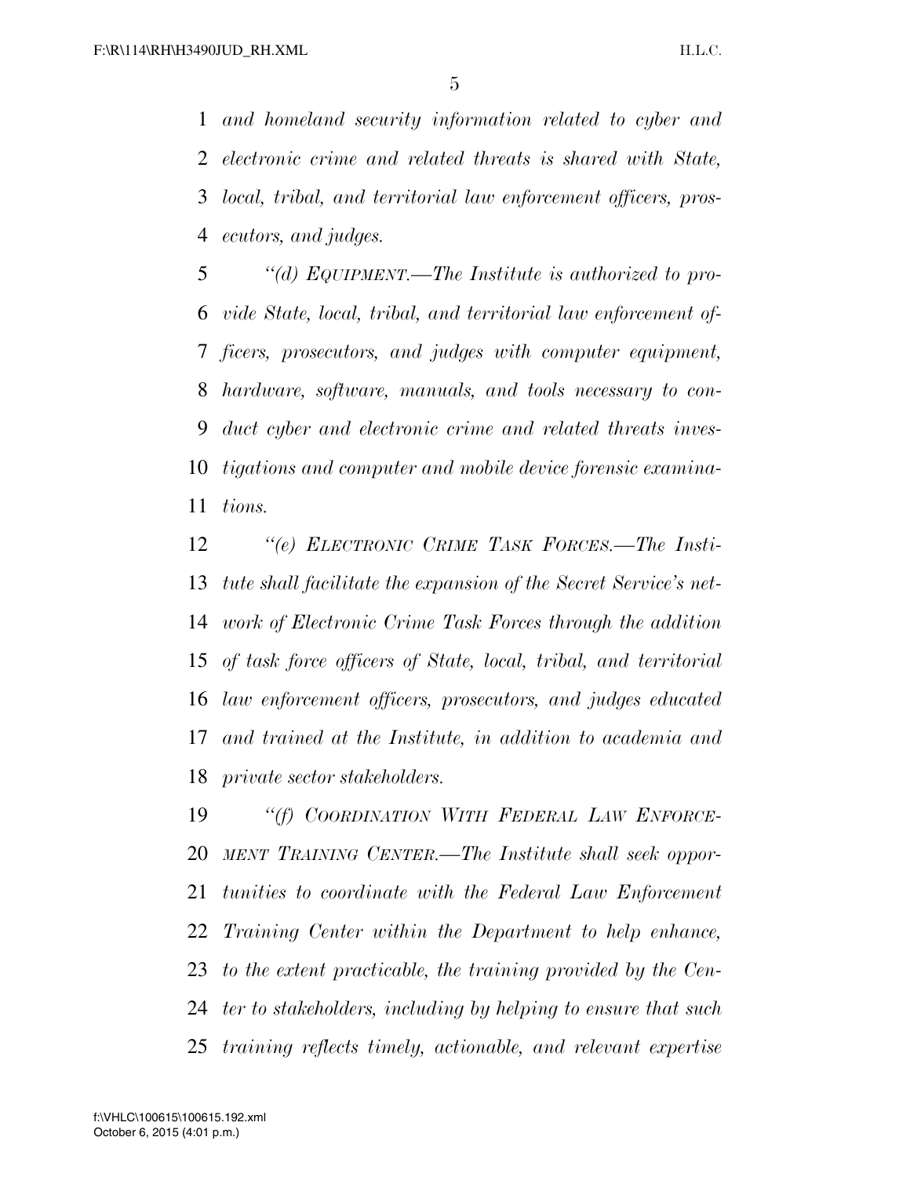*and homeland security information related to cyber and electronic crime and related threats is shared with State, local, tribal, and territorial law enforcement officers, prosecutors, and judges.*

*"(d) EQUIPMENT.—The Institute is authorized to provide State, local, tribal, and territorial law enforcement officers, prosecutors, and judges with computer equipment, hardware, software, manuals, and tools necessary to conduct cyber and electronic crime and related threats investigations and computer and mobile device forensic examinations.*

*"(e) ELECTRONIC CRIME TASK FORCES.—The Institute shall facilitate the expansion of the Secret Service's network of Electronic Crime Task Forces through the addition of task force officers of State, local, tribal, and territorial law enforcement officers, prosecutors, and judges educated and trained at the Institute, in addition to academia and private sector stakeholders.*

*"(f) COORDINATION WITH FEDERAL LAW ENFORCEMENT TRAINING CENTER.—The Institute shall seek opportunities to coordinate with the Federal Law Enforcement Training Center within the Department to help enhance, to the extent practicable, the training provided by the Center to stakeholders, including by helping to ensure that such training reflects timely, actionable, and relevant expertise*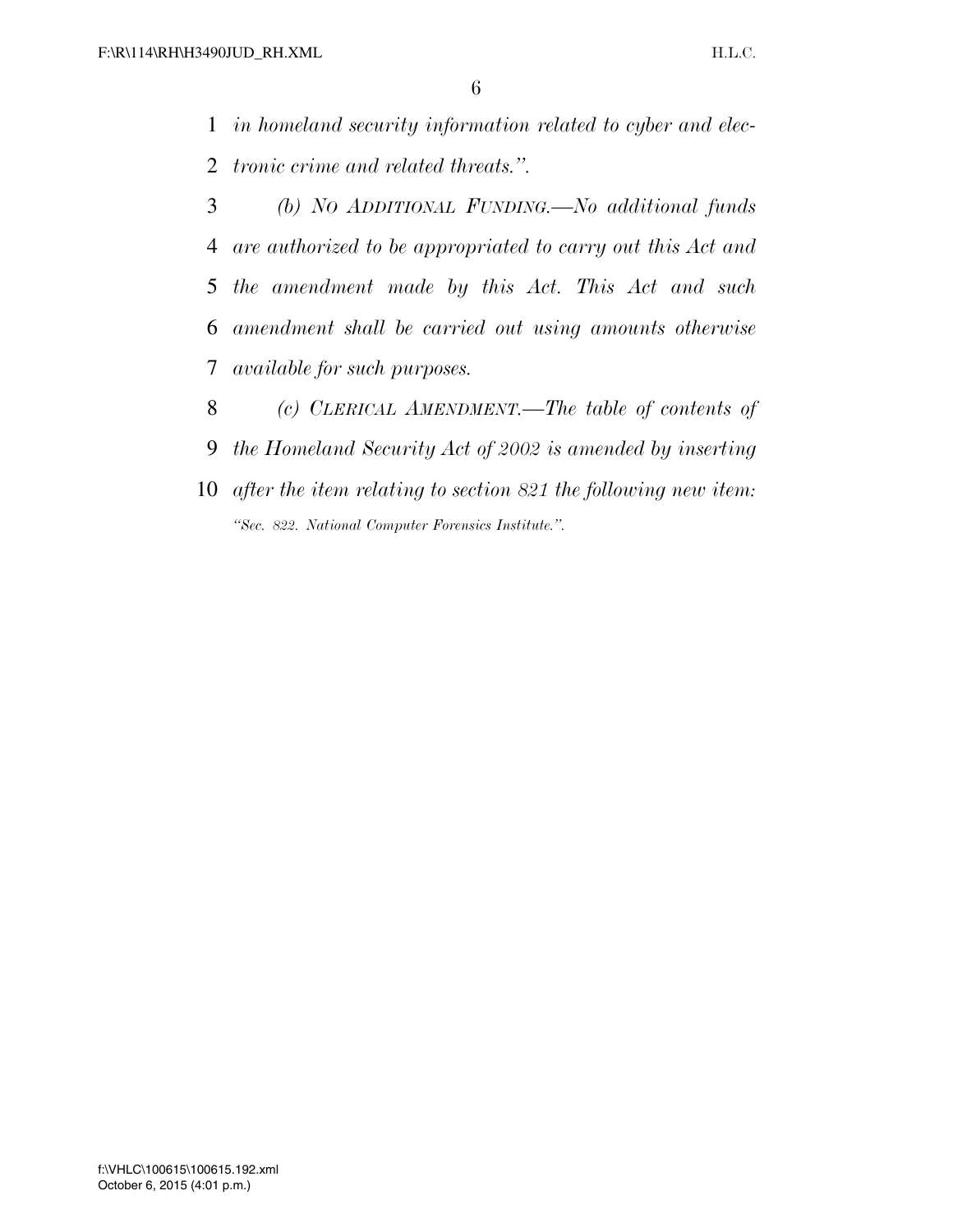*in homeland security information related to cyber and electronic crime and related threats.".*

*(b) NO ADDITIONAL FUNDING.—No additional funds are authorized to be appropriated to carry out this Act and the amendment made by this Act. This Act and such amendment shall be carried out using amounts otherwise available for such purposes.*

*(c) CLERICAL AMENDMENT.—The table of contents of the Homeland Security Act of 2002 is amended by inserting after the item relating to section 821 the following new item:*

*"Sec. 822. National Computer Forensics Institute.".*